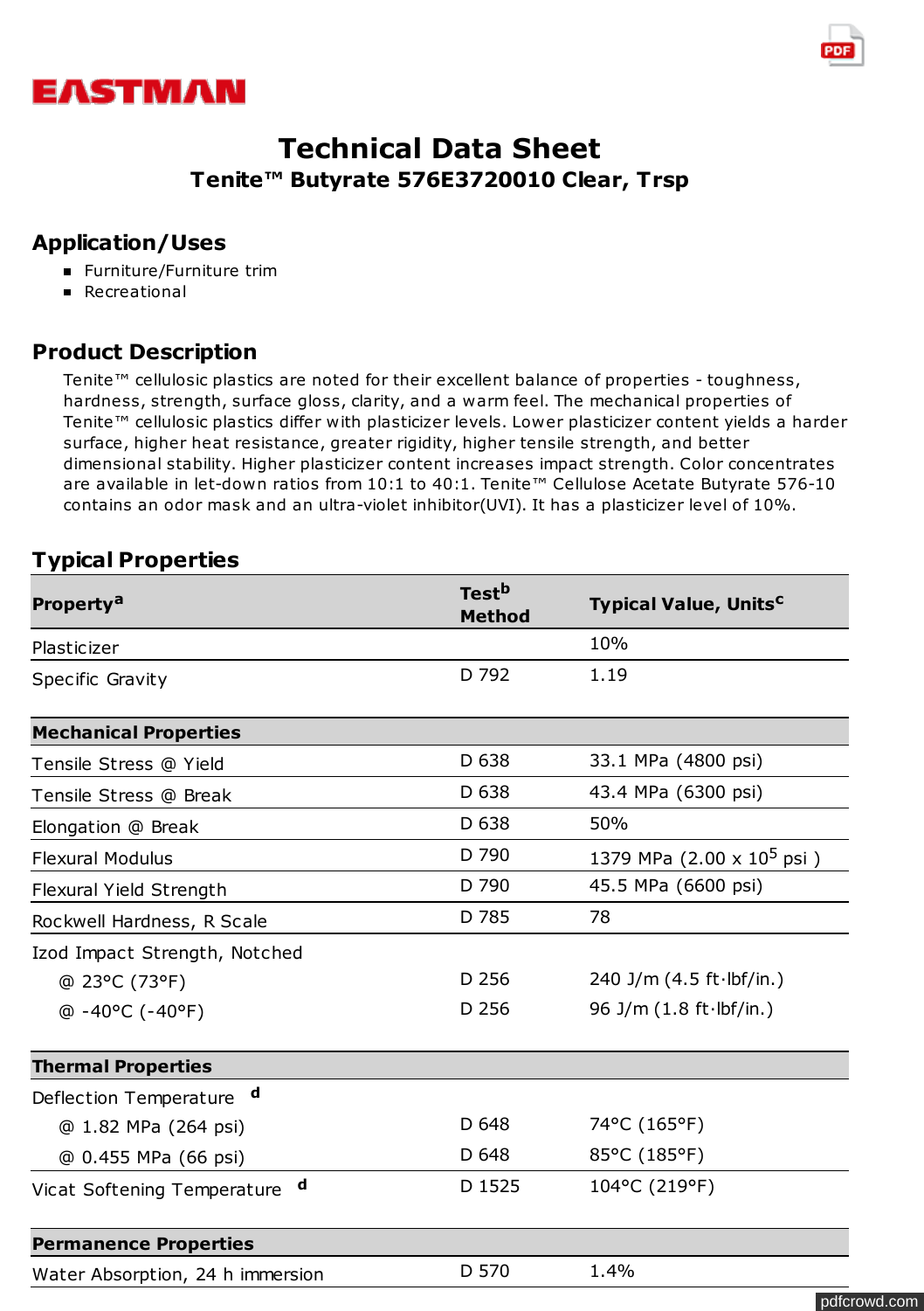EASTMAN

# Technical Data Sheet

## Tenite™ Butyrate 576E3720010 Clear, Trsp

## Application/Uses

- Furniture/Furniture trim
- Recreational

## Product Description

Tenite™ cellulosic plastics are noted for their excellent balance of properties - toughness, hardness, strength, surface gloss, clarity, and a warm feel. The mechanical properties of Tenite™ cellulosic plastics differ with plasticizer levels. Lower plasticizer content yields a harder surface, higher heat resistance, greater rigidity, higher tensile strength, and better dimensional stability. Higher plasticizer content increases impact strength. Color concentrates are available in let-down ratios from 10:1 to 40:1. Tenite™ Cellulose Acetate Butyrate 576-10 contains an odor mask and an ultra-violet inhibitor(UVI). It has a plasticizer level of 10%.

## Typical Properties

| Property[a] | Test[b] Method | Typical Value, Units[c] |
|---|---|---|
| Plasticizer | | 10% |
| Specific Gravity | D 792 | 1.19 |
| **Mechanical Properties** | | |
| Tensile Stress @ Yield | D 638 | 33.1 MPa (4800 psi) |
| Tensile Stress @ Break | D 638 | 43.4 MPa (6300 psi) |
| Elongation @ Break | D 638 | 50% |
| Flexural Modulus | D 790 | 1379 MPa (2.00 x $10^5$ psi ) |
| Flexural Yield Strength | D 790 | 45.5 MPa (6600 psi) |
| Rockwell Hardness, R Scale | D 785 | 78 |
| Izod Impact Strength, Notched | | |
| @ 23°C (73°F) | D 256 | 240 J/m (4.5 ft·lbf/in.) |
| @ -40°C (-40°F) | D 256 | 96 J/m (1.8 ft·lbf/in.) |
| **Thermal Properties** | | |
| Deflection Temperature [d] | | |
| @ 1.82 MPa (264 psi) | D 648 | 74°C (165°F) |
| @ 0.455 MPa (66 psi) | D 648 | 85°C (185°F) |
| Vicat Softening Temperature [d] | D 1525 | 104°C (219°F) |
| **Permanence Properties** | | |
| Water Absorption, 24 h immersion | D 570 | 1.4% |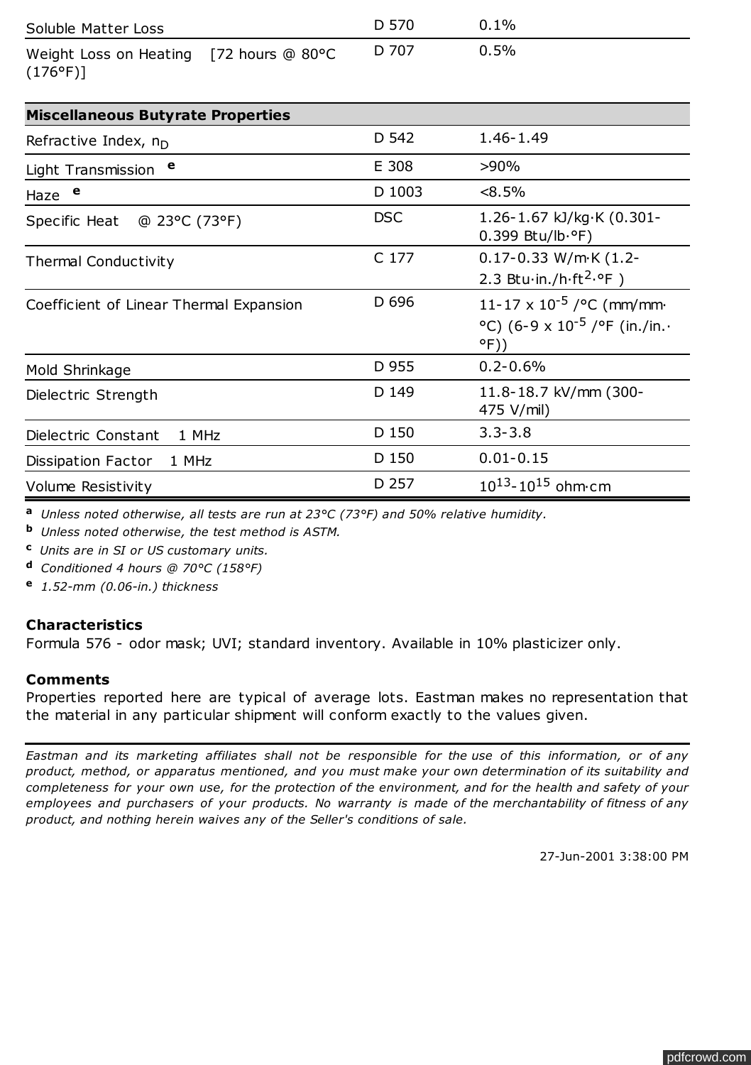| | | |
|---|---|---|
| Soluble Matter Loss | D 570 | 0.1% |
| Weight Loss on Heating [72 hours @ 80°C (176°F)] | D 707 | 0.5% |

| **Miscellaneous Butyrate Properties** | | |
|---|---|---|
| Refractive Index, $n_D$ | D 542 | 1.46-1.49 |
| Light Transmission [e] | E 308 | >90% |
| Haze [e] | D 1003 | <8.5% |
| Specific Heat @ 23°C (73°F) | DSC | 1.26-1.67 kJ/kg·K (0.301-0.399 Btu/lb·°F) |
| Thermal Conductivity | C 177 | 0.17-0.33 W/m·K (1.2-2.3 Btu·in./h·$ft^2$·°F ) |
| Coefficient of Linear Thermal Expansion | D 696 | 11-17 x $10^{-5}$ /°C (mm/mm·°C) (6-9 x $10^{-5}$ /°F (in./in.·°F)) |
| Mold Shrinkage | D 955 | 0.2-0.6% |
| Dielectric Strength | D 149 | 11.8-18.7 kV/mm (300-475 V/mil) |
| Dielectric Constant 1 MHz | D 150 | 3.3-3.8 |
| Dissipation Factor 1 MHz | D 150 | 0.01-0.15 |
| Volume Resistivity | D 257 | $10^{13}$-$10^{15}$ ohm·cm |

[a] *Unless noted otherwise, all tests are run at 23°C (73°F) and 50% relative humidity.*

[b] *Unless noted otherwise, the test method is ASTM.*

[c] *Units are in SI or US customary units.*

[d] *Conditioned 4 hours @ 70°C (158°F)*

[e] *1.52-mm (0.06-in.) thickness*

**Characteristics**

Formula 576 - odor mask; UVI; standard inventory. Available in 10% plasticizer only.

**Comments**

Properties reported here are typical of average lots. Eastman makes no representation that the material in any particular shipment will conform exactly to the values given.

*Eastman and its marketing affiliates shall not be responsible for the use of this information, or of any product, method, or apparatus mentioned, and you must make your own determination of its suitability and completeness for your own use, for the protection of the environment, and for the health and safety of your employees and purchasers of your products. No warranty is made of the merchantability of fitness of any product, and nothing herein waives any of the Seller's conditions of sale.*

27-Jun-2001 3:38:00 PM